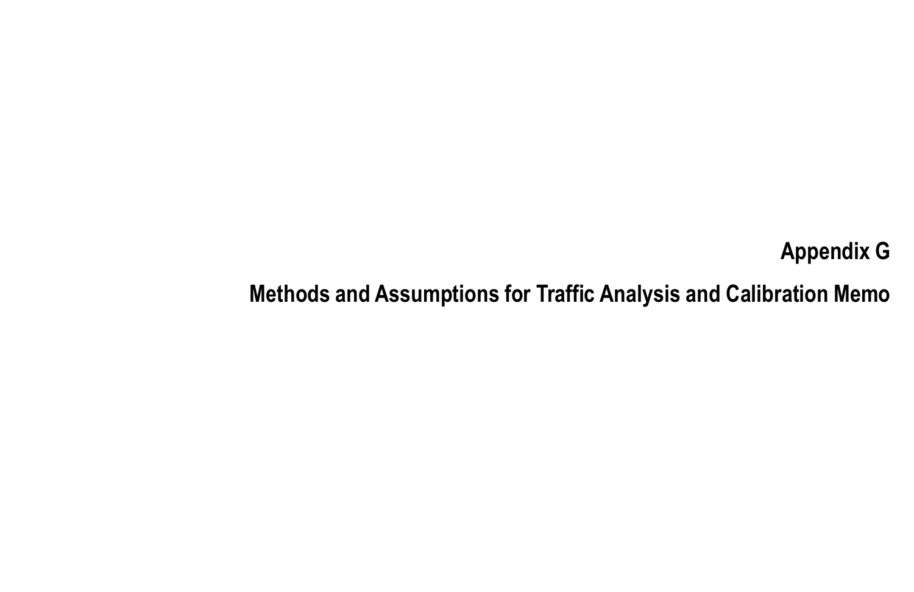# Appendix G

# Methods and Assumptions for Traffic Analysis and Calibration Memo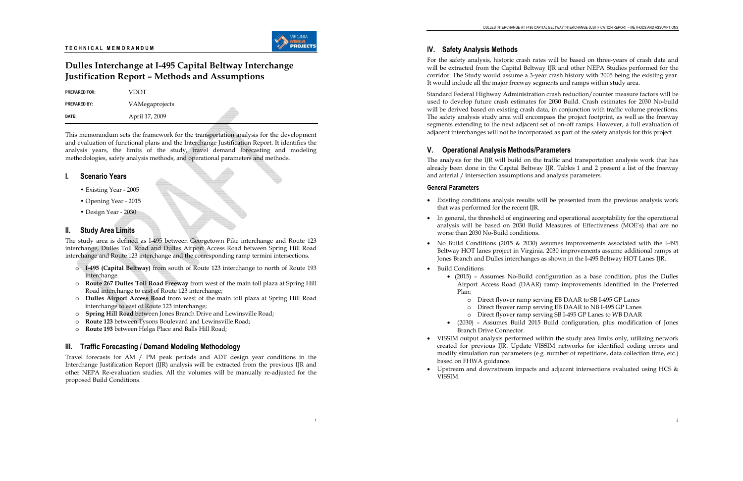**TECHNICAL MEMORANDUM**

# Dulles Interchange at I-495 Capital Beltway Interchange Justification Report – Methods and Assumptions

| | |
|---|---|
| **PREPARED FOR:** | VDOT |
| **PREPARED BY:** | VAMegaprojects |
| **DATE:** | April 17, 2009 |

This memorandum sets the framework for the transportation analysis for the development and evaluation of functional plans and the Interchange Justification Report. It identifies the analysis years, the limits of the study, travel demand forecasting and modeling methodologies, safety analysis methods, and operational parameters and methods.

## I. Scenario Years

- Existing Year - 2005
- Opening Year - 2015
- Design Year - 2030

## II. Study Area Limits

The study area is defined as I-495 between Georgetown Pike interchange and Route 123 interchange, Dulles Toll Road and Dulles Airport Access Road between Spring Hill Road interchange and Route 123 interchange and the corresponding ramp termini intersections.

- **I-495 (Capital Beltway)** from south of Route 123 interchange to north of Route 193 interchange.
- **Route 267 Dulles Toll Road Freeway** from west of the main toll plaza at Spring Hill Road interchange to east of Route 123 interchange;
- **Dulles Airport Access Road** from west of the main toll plaza at Spring Hill Road interchange to east of Route 123 interchange;
- **Spring Hill Road** between Jones Branch Drive and Lewinsville Road;
- **Route 123** between Tysons Boulevard and Lewinsville Road;
- **Route 193** between Helga Place and Balls Hill Road;

## III. Traffic Forecasting / Demand Modeling Methodology

Travel forecasts for AM / PM peak periods and ADT design year conditions in the Interchange Justification Report (IJR) analysis will be extracted from the previous IJR and other NEPA Re-evaluation studies. All the volumes will be manually re-adjusted for the proposed Build Conditions.

## IV. Safety Analysis Methods

For the safety analysis, historic crash rates will be based on three-years of crash data and will be extracted from the Capital Beltway IJR and other NEPA Studies performed for the corridor. The Study would assume a 3-year crash history with 2005 being the existing year. It would include all the major freeway segments and ramps within study area.

Standard Federal Highway Administration crash reduction/counter measure factors will be used to develop future crash estimates for 2030 Build. Crash estimates for 2030 No-build will be derived based on existing crash data, in conjunction with traffic volume projections. The safety analysis study area will encompass the project footprint, as well as the freeway segments extending to the next adjacent set of on-off ramps. However, a full evaluation of adjacent interchanges will not be incorporated as part of the safety analysis for this project.

## V. Operational Analysis Methods/Parameters

The analysis for the IJR will build on the traffic and transportation analysis work that has already been done in the Capital Beltway IJR. Tables 1 and 2 present a list of the freeway and arterial / intersection assumptions and analysis parameters.

### General Parameters

- Existing conditions analysis results will be presented from the previous analysis work that was performed for the recent IJR.
- In general, the threshold of engineering and operational acceptability for the operational analysis will be based on 2030 Build Measures of Effectiveness (MOE's) that are no worse than 2030 No-Build conditions.
- No Build Conditions (2015 & 2030) assumes improvements associated with the I-495 Beltway HOT lanes project in Virginia. 2030 improvements assume additional ramps at Jones Branch and Dulles interchanges as shown in the I-495 Beltway HOT Lanes IJR.
- Build Conditions
  - (2015) – Assumes No-Build configuration as a base condition, plus the Dulles Airport Access Road (DAAR) ramp improvements identified in the Preferred Plan:
    - Direct flyover ramp serving EB DAAR to SB I-495 GP Lanes
    - Direct flyover ramp serving EB DAAR to NB I-495 GP Lanes
    - Direct flyover ramp serving SB I-495 GP Lanes to WB DAAR
  - (2030) – Assumes Build 2015 Build configuration, plus modification of Jones Branch Drive Connector.
- VISSIM output analysis performed within the study area limits only, utilizing network created for previous IJR. Update VISSIM networks for identified coding errors and modify simulation run parameters (e.g. number of repetitions, data collection time, etc.) based on FHWA guidance.
- Upstream and downstream impacts and adjacent intersections evaluated using HCS & VISSIM.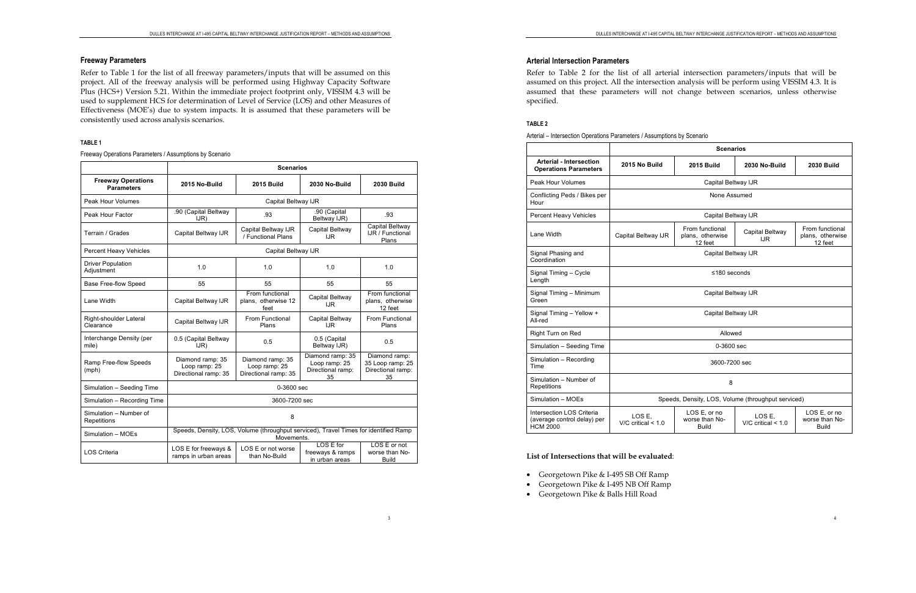## Freeway Parameters

Refer to Table 1 for the list of all freeway parameters/inputs that will be assumed on this project. All of the freeway analysis will be performed using Highway Capacity Software Plus (HCS+) Version 5.21. Within the immediate project footprint only, VISSIM 4.3 will be used to supplement HCS for determination of Level of Service (LOS) and other Measures of Effectiveness (MOE's) due to system impacts. It is assumed that these parameters will be consistently used across analysis scenarios.

**TABLE 1**

Freeway Operations Parameters / Assumptions by Scenario

| | Scenarios | | | |
|---|---|---|---|---|
| **Freeway Operations Parameters** | **2015 No-Build** | **2015 Build** | **2030 No-Build** | **2030 Build** |
| Peak Hour Volumes | Capital Beltway IJR | | | |
| Peak Hour Factor | .90 (Capital Beltway IJR) | .93 | .90 (Capital Beltway IJR) | .93 |
| Terrain / Grades | Capital Beltway IJR | Capital Beltway IJR / Functional Plans | Capital Beltway IJR | Capital Beltway IJR / Functional Plans |
| Percent Heavy Vehicles | Capital Beltway IJR | | | |
| Driver Population Adjustment | 1.0 | 1.0 | 1.0 | 1.0 |
| Base Free-flow Speed | 55 | 55 | 55 | 55 |
| Lane Width | Capital Beltway IJR | From functional plans, otherwise 12 feet | Capital Beltway IJR | From functional plans, otherwise 12 feet |
| Right-shoulder Lateral Clearance | Capital Beltway IJR | From Functional Plans | Capital Beltway IJR | From Functional Plans |
| Interchange Density (per mile) | 0.5 (Capital Beltway IJR) | 0.5 | 0.5 (Capital Beltway IJR) | 0.5 |
| Ramp Free-flow Speeds (mph) | Diamond ramp: 35 Loop ramp: 25 Directional ramp: 35 | Diamond ramp: 35 Loop ramp: 25 Directional ramp: 35 | Diamond ramp: 35 Loop ramp: 25 Directional ramp: 35 | Diamond ramp: 35 Loop ramp: 25 Directional ramp: 35 |
| Simulation – Seeding Time | 0-3600 sec | | | |
| Simulation – Recording Time | 3600-7200 sec | | | |
| Simulation – Number of Repetitions | 8 | | | |
| Simulation – MOEs | Speeds, Density, LOS, Volume (throughput serviced), Travel Times for identified Ramp Movements. | | | |
| LOS Criteria | LOS E for freeways & ramps in urban areas | LOS E or not worse than No-Build | LOS E for freeways & ramps in urban areas | LOS E or not worse than No-Build |

## Arterial Intersection Parameters

Refer to Table 2 for the list of all arterial intersection parameters/inputs that will be assumed on this project. All the intersection analysis will be perform using VISSIM 4.3. It is assumed that these parameters will not change between scenarios, unless otherwise specified.

**TABLE 2**

Arterial – Intersection Operations Parameters / Assumptions by Scenario

| | Scenarios | | | |
|---|---|---|---|---|
| **Arterial - Intersection Operations Parameters** | **2015 No Build** | **2015 Build** | **2030 No-Build** | **2030 Build** |
| Peak Hour Volumes | Capital Beltway IJR | | | |
| Conflicting Peds / Bikes per Hour | None Assumed | | | |
| Percent Heavy Vehicles | Capital Beltway IJR | | | |
| Lane Width | Capital Beltway IJR | From functional plans, otherwise 12 feet | Capital Beltway IJR | From functional plans, otherwise 12 feet |
| Signal Phasing and Coordination | Capital Beltway IJR | | | |
| Signal Timing – Cycle Length | ≤180 seconds | | | |
| Signal Timing – Minimum Green | Capital Beltway IJR | | | |
| Signal Timing – Yellow + All-red | Capital Beltway IJR | | | |
| Right Turn on Red | Allowed | | | |
| Simulation – Seeding Time | 0-3600 sec | | | |
| Simulation – Recording Time | 3600-7200 sec | | | |
| Simulation – Number of Repetitions | 8 | | | |
| Simulation – MOEs | Speeds, Density, LOS, Volume (throughput serviced) | | | |
| Intersection LOS Criteria (average control delay) per HCM 2000 | LOS E, V/C critical < 1.0 | LOS E, or no worse than No-Build | LOS E, V/C critical < 1.0 | LOS E, or no worse than No-Build |

**List of Intersections that will be evaluated**:

- Georgetown Pike & I-495 SB Off Ramp
- Georgetown Pike & I-495 NB Off Ramp
- Georgetown Pike & Balls Hill Road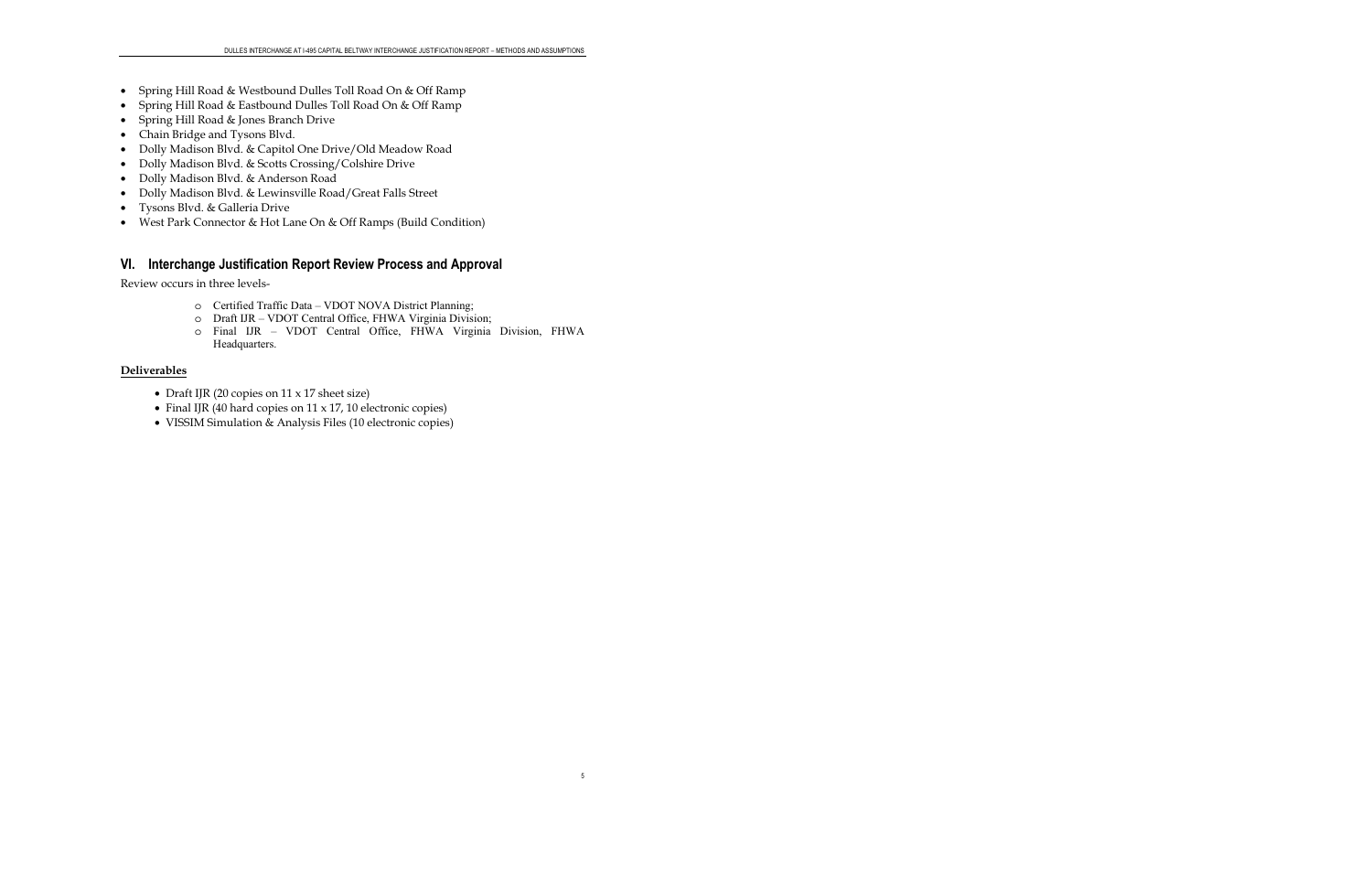- Spring Hill Road & Westbound Dulles Toll Road On & Off Ramp
- Spring Hill Road & Eastbound Dulles Toll Road On & Off Ramp
- Spring Hill Road & Jones Branch Drive
- Chain Bridge and Tysons Blvd.
- Dolly Madison Blvd. & Capitol One Drive/Old Meadow Road
- Dolly Madison Blvd. & Scotts Crossing/Colshire Drive
- Dolly Madison Blvd. & Anderson Road
- Dolly Madison Blvd. & Lewinsville Road/Great Falls Street
- Tysons Blvd. & Galleria Drive
- West Park Connector & Hot Lane On & Off Ramps (Build Condition)

## VI. Interchange Justification Report Review Process and Approval

Review occurs in three levels-

- Certified Traffic Data – VDOT NOVA District Planning;
- Draft IJR – VDOT Central Office, FHWA Virginia Division;
- Final IJR – VDOT Central Office, FHWA Virginia Division, FHWA Headquarters.

**Deliverables**

- Draft IJR (20 copies on 11 x 17 sheet size)
- Final IJR (40 hard copies on 11 x 17, 10 electronic copies)
- VISSIM Simulation & Analysis Files (10 electronic copies)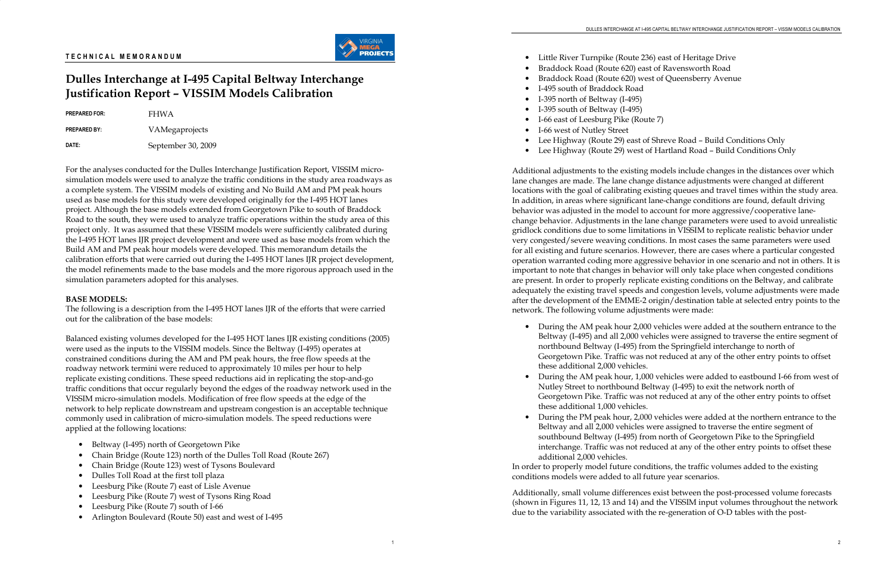**TECHNICAL MEMORANDUM**

# Dulles Interchange at I-495 Capital Beltway Interchange Justification Report – VISSIM Models Calibration

**PREPARED FOR:** FHWA

**PREPARED BY:** VAMegaprojects

**DATE:** September 30, 2009

For the analyses conducted for the Dulles Interchange Justification Report, VISSIM micro-simulation models were used to analyze the traffic conditions in the study area roadways as a complete system. The VISSIM models of existing and No Build AM and PM peak hours used as base models for this study were developed originally for the I-495 HOT lanes project. Although the base models extended from Georgetown Pike to south of Braddock Road to the south, they were used to analyze traffic operations within the study area of this project only. It was assumed that these VISSIM models were sufficiently calibrated during the I-495 HOT lanes IJR project development and were used as base models from which the Build AM and PM peak hour models were developed. This memorandum details the calibration efforts that were carried out during the I-495 HOT lanes IJR project development, the model refinements made to the base models and the more rigorous approach used in the simulation parameters adopted for this analyses.

**BASE MODELS:**

The following is a description from the I-495 HOT lanes IJR of the efforts that were carried out for the calibration of the base models:

Balanced existing volumes developed for the I-495 HOT lanes IJR existing conditions (2005) were used as the inputs to the VISSIM models. Since the Beltway (I-495) operates at constrained conditions during the AM and PM peak hours, the free flow speeds at the roadway network termini were reduced to approximately 10 miles per hour to help replicate existing conditions. These speed reductions aid in replicating the stop-and-go traffic conditions that occur regularly beyond the edges of the roadway network used in the VISSIM micro-simulation models. Modification of free flow speeds at the edge of the network to help replicate downstream and upstream congestion is an acceptable technique commonly used in calibration of micro-simulation models. The speed reductions were applied at the following locations:

- Beltway (I-495) north of Georgetown Pike
- Chain Bridge (Route 123) north of the Dulles Toll Road (Route 267)
- Chain Bridge (Route 123) west of Tysons Boulevard
- Dulles Toll Road at the first toll plaza
- Leesburg Pike (Route 7) east of Lisle Avenue
- Leesburg Pike (Route 7) west of Tysons Ring Road
- Leesburg Pike (Route 7) south of I-66
- Arlington Boulevard (Route 50) east and west of I-495
- Little River Turnpike (Route 236) east of Heritage Drive
- Braddock Road (Route 620) east of Ravensworth Road
- Braddock Road (Route 620) west of Queensberry Avenue
- I-495 south of Braddock Road
- I-395 north of Beltway (I-495)
- I-395 south of Beltway (I-495)
- I-66 east of Leesburg Pike (Route 7)
- I-66 west of Nutley Street
- Lee Highway (Route 29) east of Shreve Road – Build Conditions Only
- Lee Highway (Route 29) west of Hartland Road – Build Conditions Only

Additional adjustments to the existing models include changes in the distances over which lane changes are made. The lane change distance adjustments were changed at different locations with the goal of calibrating existing queues and travel times within the study area. In addition, in areas where significant lane-change conditions are found, default driving behavior was adjusted in the model to account for more aggressive/cooperative lane-change behavior. Adjustments in the lane change parameters were used to avoid unrealistic gridlock conditions due to some limitations in VISSIM to replicate realistic behavior under very congested/severe weaving conditions. In most cases the same parameters were used for all existing and future scenarios. However, there are cases where a particular congested operation warranted coding more aggressive behavior in one scenario and not in others. It is important to note that changes in behavior will only take place when congested conditions are present. In order to properly replicate existing conditions on the Beltway, and calibrate adequately the existing travel speeds and congestion levels, volume adjustments were made after the development of the EMME-2 origin/destination table at selected entry points to the network. The following volume adjustments were made:

- During the AM peak hour 2,000 vehicles were added at the southern entrance to the Beltway (I-495) and all 2,000 vehicles were assigned to traverse the entire segment of northbound Beltway (I-495) from the Springfield interchange to north of Georgetown Pike. Traffic was not reduced at any of the other entry points to offset these additional 2,000 vehicles.
- During the AM peak hour, 1,000 vehicles were added to eastbound I-66 from west of Nutley Street to northbound Beltway (I-495) to exit the network north of Georgetown Pike. Traffic was not reduced at any of the other entry points to offset these additional 1,000 vehicles.
- During the PM peak hour, 2,000 vehicles were added at the northern entrance to the Beltway and all 2,000 vehicles were assigned to traverse the entire segment of southbound Beltway (I-495) from north of Georgetown Pike to the Springfield interchange. Traffic was not reduced at any of the other entry points to offset these additional 2,000 vehicles.

In order to properly model future conditions, the traffic volumes added to the existing conditions models were added to all future year scenarios.

Additionally, small volume differences exist between the post-processed volume forecasts (shown in Figures 11, 12, 13 and 14) and the VISSIM input volumes throughout the network due to the variability associated with the re-generation of O-D tables with the post-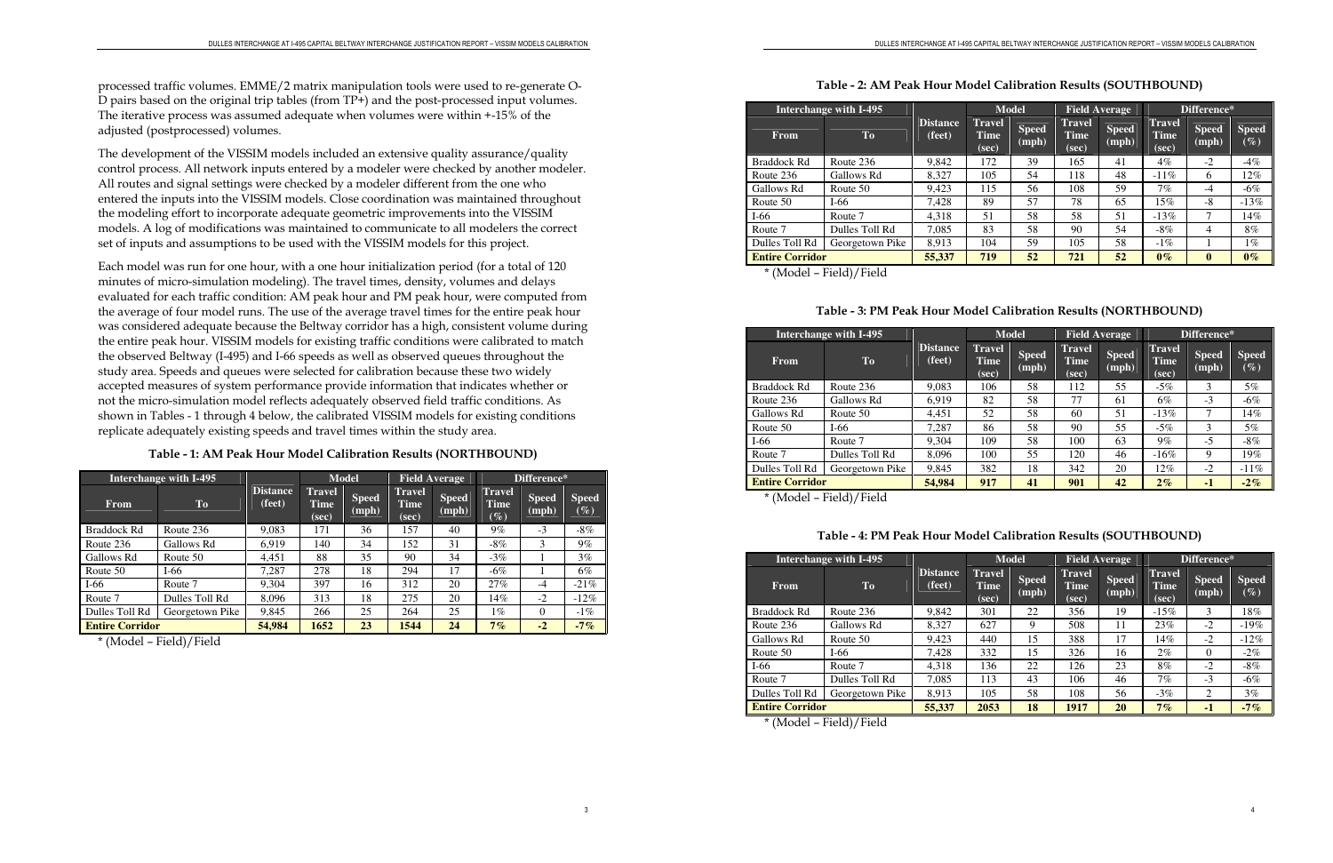processed traffic volumes. EMME/2 matrix manipulation tools were used to re-generate O-D pairs based on the original trip tables (from TP+) and the post-processed input volumes. The iterative process was assumed adequate when volumes were within +-15% of the adjusted (postprocessed) volumes.

The development of the VISSIM models included an extensive quality assurance/quality control process. All network inputs entered by a modeler were checked by another modeler. All routes and signal settings were checked by a modeler different from the one who entered the inputs into the VISSIM models. Close coordination was maintained throughout the modeling effort to incorporate adequate geometric improvements into the VISSIM models. A log of modifications was maintained to communicate to all modelers the correct set of inputs and assumptions to be used with the VISSIM models for this project.

Each model was run for one hour, with a one hour initialization period (for a total of 120 minutes of micro-simulation modeling). The travel times, density, volumes and delays evaluated for each traffic condition: AM peak hour and PM peak hour, were computed from the average of four model runs. The use of the average travel times for the entire peak hour was considered adequate because the Beltway corridor has a high, consistent volume during the entire peak hour. VISSIM models for existing traffic conditions were calibrated to match the observed Beltway (I-495) and I-66 speeds as well as observed queues throughout the study area. Speeds and queues were selected for calibration because these two widely accepted measures of system performance provide information that indicates whether or not the micro-simulation model reflects adequately observed field traffic conditions. As shown in Tables - 1 through 4 below, the calibrated VISSIM models for existing conditions replicate adequately existing speeds and travel times within the study area.

**Table - 1: AM Peak Hour Model Calibration Results (NORTHBOUND)**

| Interchange with I-495 | | | Model | | Field Average | | Difference* | | |
|---|---|---|---|---|---|---|---|---|---|
| From | To | Distance (feet) | Travel Time (sec) | Speed (mph) | Travel Time (sec) | Speed (mph) | Travel Time (%) | Speed (mph) | Speed (%) |
| Braddock Rd | Route 236 | 9,083 | 171 | 36 | 157 | 40 | 9% | -3 | -8% |
| Route 236 | Gallows Rd | 6,919 | 140 | 34 | 152 | 31 | -8% | 3 | 9% |
| Gallows Rd | Route 50 | 4,451 | 88 | 35 | 90 | 34 | -3% | 1 | 3% |
| Route 50 | I-66 | 7,287 | 278 | 18 | 294 | 17 | -6% | 1 | 6% |
| I-66 | Route 7 | 9,304 | 397 | 16 | 312 | 20 | 27% | -4 | -21% |
| Route 7 | Dulles Toll Rd | 8,096 | 313 | 18 | 275 | 20 | 14% | -2 | -12% |
| Dulles Toll Rd | Georgetown Pike | 9,845 | 266 | 25 | 264 | 25 | 1% | 0 | -1% |
| **Entire Corridor** | | **54,984** | **1652** | **23** | **1544** | **24** | **7%** | **-2** | **-7%** |

\* (Model – Field)/Field

**Table - 2: AM Peak Hour Model Calibration Results (SOUTHBOUND)**

| Interchange with I-495 | | | Model | | Field Average | | Difference* | | |
|---|---|---|---|---|---|---|---|---|---|
| From | To | Distance (feet) | Travel Time (sec) | Speed (mph) | Travel Time (sec) | Speed (mph) | Travel Time (sec) | Speed (mph) | Speed (%) |
| Braddock Rd | Route 236 | 9,842 | 172 | 39 | 165 | 41 | 4% | -2 | -4% |
| Route 236 | Gallows Rd | 8,327 | 105 | 54 | 118 | 48 | -11% | 6 | 12% |
| Gallows Rd | Route 50 | 9,423 | 115 | 56 | 108 | 59 | 7% | -4 | -6% |
| Route 50 | I-66 | 7,428 | 89 | 57 | 78 | 65 | 15% | -8 | -13% |
| I-66 | Route 7 | 4,318 | 51 | 58 | 58 | 51 | -13% | 7 | 14% |
| Route 7 | Dulles Toll Rd | 7,085 | 83 | 58 | 90 | 54 | -8% | 4 | 8% |
| Dulles Toll Rd | Georgetown Pike | 8,913 | 104 | 59 | 105 | 58 | -1% | 1 | 1% |
| **Entire Corridor** | | **55,337** | **719** | **52** | **721** | **52** | **0%** | **0** | **0%** |

\* (Model – Field)/Field

**Table - 3: PM Peak Hour Model Calibration Results (NORTHBOUND)**

| Interchange with I-495 | | | Model | | Field Average | | Difference* | | |
|---|---|---|---|---|---|---|---|---|---|
| From | To | Distance (feet) | Travel Time (sec) | Speed (mph) | Travel Time (sec) | Speed (mph) | Travel Time (sec) | Speed (mph) | Speed (%) |
| Braddock Rd | Route 236 | 9,083 | 106 | 58 | 112 | 55 | -5% | 3 | 5% |
| Route 236 | Gallows Rd | 6,919 | 82 | 58 | 77 | 61 | 6% | -3 | -6% |
| Gallows Rd | Route 50 | 4,451 | 52 | 58 | 60 | 51 | -13% | 7 | 14% |
| Route 50 | I-66 | 7,287 | 86 | 58 | 90 | 55 | -5% | 3 | 5% |
| I-66 | Route 7 | 9,304 | 109 | 58 | 100 | 63 | 9% | -5 | -8% |
| Route 7 | Dulles Toll Rd | 8,096 | 100 | 55 | 120 | 46 | -16% | 9 | 19% |
| Dulles Toll Rd | Georgetown Pike | 9,845 | 382 | 18 | 342 | 20 | 12% | -2 | -11% |
| **Entire Corridor** | | **54,984** | **917** | **41** | **901** | **42** | **2%** | **-1** | **-2%** |

\* (Model – Field)/Field

**Table - 4: PM Peak Hour Model Calibration Results (SOUTHBOUND)**

| Interchange with I-495 | | | Model | | Field Average | | Difference* | | |
|---|---|---|---|---|---|---|---|---|---|
| From | To | Distance (feet) | Travel Time (sec) | Speed (mph) | Travel Time (sec) | Speed (mph) | Travel Time (sec) | Speed (mph) | Speed (%) |
| Braddock Rd | Route 236 | 9,842 | 301 | 22 | 356 | 19 | -15% | 3 | 18% |
| Route 236 | Gallows Rd | 8,327 | 627 | 9 | 508 | 11 | 23% | -2 | -19% |
| Gallows Rd | Route 50 | 9,423 | 440 | 15 | 388 | 17 | 14% | -2 | -12% |
| Route 50 | I-66 | 7,428 | 332 | 15 | 326 | 16 | 2% | 0 | -2% |
| I-66 | Route 7 | 4,318 | 136 | 22 | 126 | 23 | 8% | -2 | -8% |
| Route 7 | Dulles Toll Rd | 7,085 | 113 | 43 | 106 | 46 | 7% | -3 | -6% |
| Dulles Toll Rd | Georgetown Pike | 8,913 | 105 | 58 | 108 | 56 | -3% | 2 | 3% |
| **Entire Corridor** | | **55,337** | **2053** | **18** | **1917** | **20** | **7%** | **-1** | **-7%** |

\* (Model – Field)/Field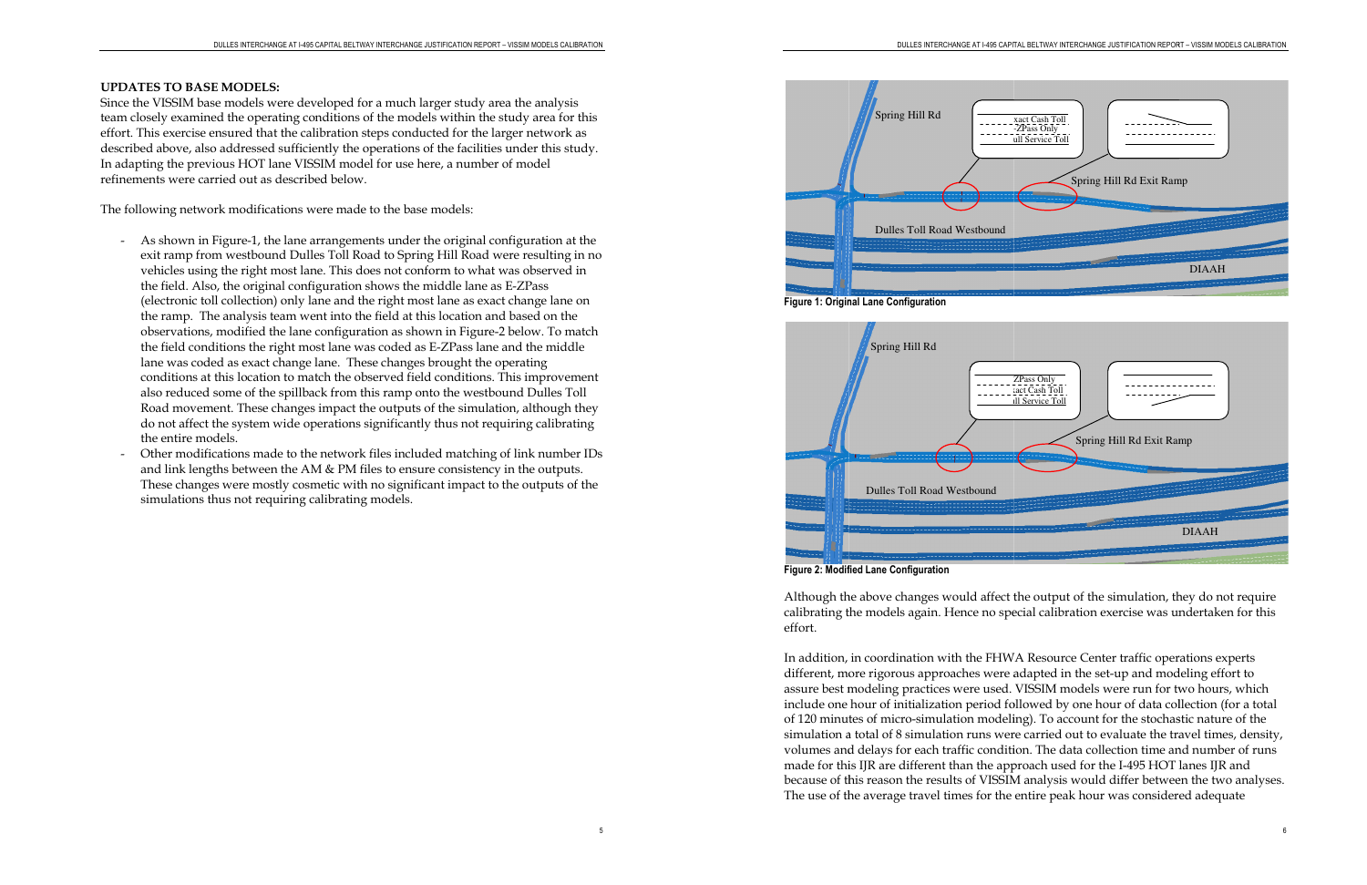**UPDATES TO BASE MODELS:**

Since the VISSIM base models were developed for a much larger study area the analysis team closely examined the operating conditions of the models within the study area for this effort. This exercise ensured that the calibration steps conducted for the larger network as described above, also addressed sufficiently the operations of the facilities under this study. In adapting the previous HOT lane VISSIM model for use here, a number of model refinements were carried out as described below.

The following network modifications were made to the base models:

- As shown in Figure-1, the lane arrangements under the original configuration at the exit ramp from westbound Dulles Toll Road to Spring Hill Road were resulting in no vehicles using the right most lane. This does not conform to what was observed in the field. Also, the original configuration shows the middle lane as E-ZPass (electronic toll collection) only lane and the right most lane as exact change lane on the ramp. The analysis team went into the field at this location and based on the observations, modified the lane configuration as shown in Figure-2 below. To match the field conditions the right most lane was coded as E-ZPass lane and the middle lane was coded as exact change lane. These changes brought the operating conditions at this location to match the observed field conditions. This improvement also reduced some of the spillback from this ramp onto the westbound Dulles Toll Road movement. These changes impact the outputs of the simulation, although they do not affect the system wide operations significantly thus not requiring calibrating the entire models.
- Other modifications made to the network files included matching of link number IDs and link lengths between the AM & PM files to ensure consistency in the outputs. These changes were mostly cosmetic with no significant impact to the outputs of the simulations thus not requiring calibrating models.

Figure 1: Original Lane Configuration

Figure 2: Modified Lane Configuration

Although the above changes would affect the output of the simulation, they do not require calibrating the models again. Hence no special calibration exercise was undertaken for this effort.

In addition, in coordination with the FHWA Resource Center traffic operations experts different, more rigorous approaches were adapted in the set-up and modeling effort to assure best modeling practices were used. VISSIM models were run for two hours, which include one hour of initialization period followed by one hour of data collection (for a total of 120 minutes of micro-simulation modeling). To account for the stochastic nature of the simulation a total of 8 simulation runs were carried out to evaluate the travel times, density, volumes and delays for each traffic condition. The data collection time and number of runs made for this IJR are different than the approach used for the I-495 HOT lanes IJR and because of this reason the results of VISSIM analysis would differ between the two analyses. The use of the average travel times for the entire peak hour was considered adequate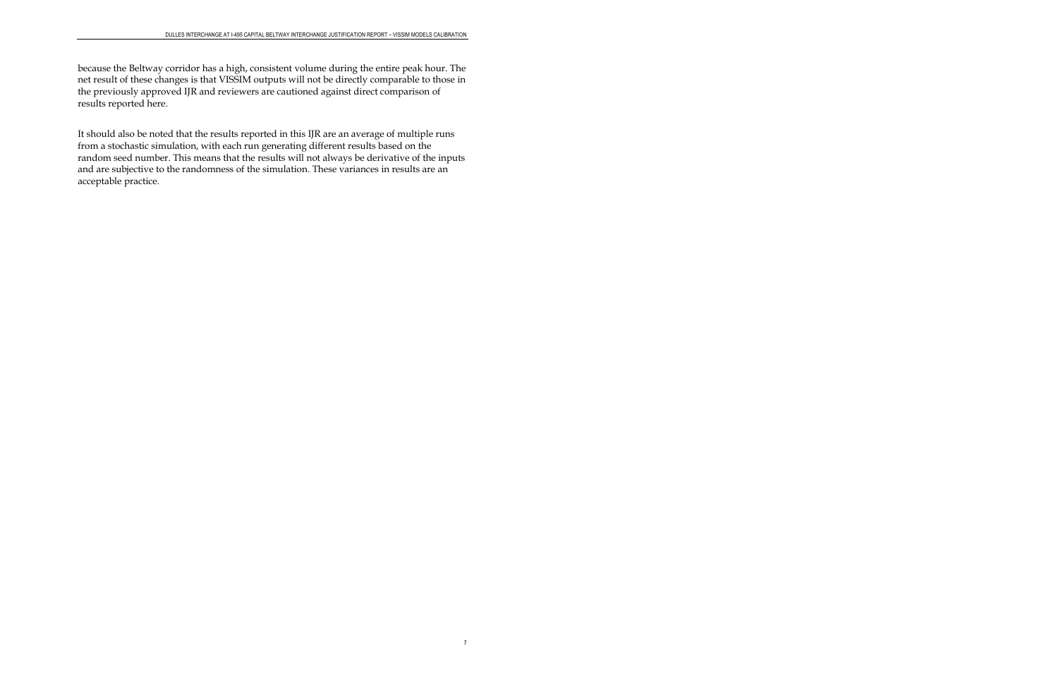because the Beltway corridor has a high, consistent volume during the entire peak hour. The net result of these changes is that VISSIM outputs will not be directly comparable to those in the previously approved IJR and reviewers are cautioned against direct comparison of results reported here.

It should also be noted that the results reported in this IJR are an average of multiple runs from a stochastic simulation, with each run generating different results based on the random seed number. This means that the results will not always be derivative of the inputs and are subjective to the randomness of the simulation. These variances in results are an acceptable practice.